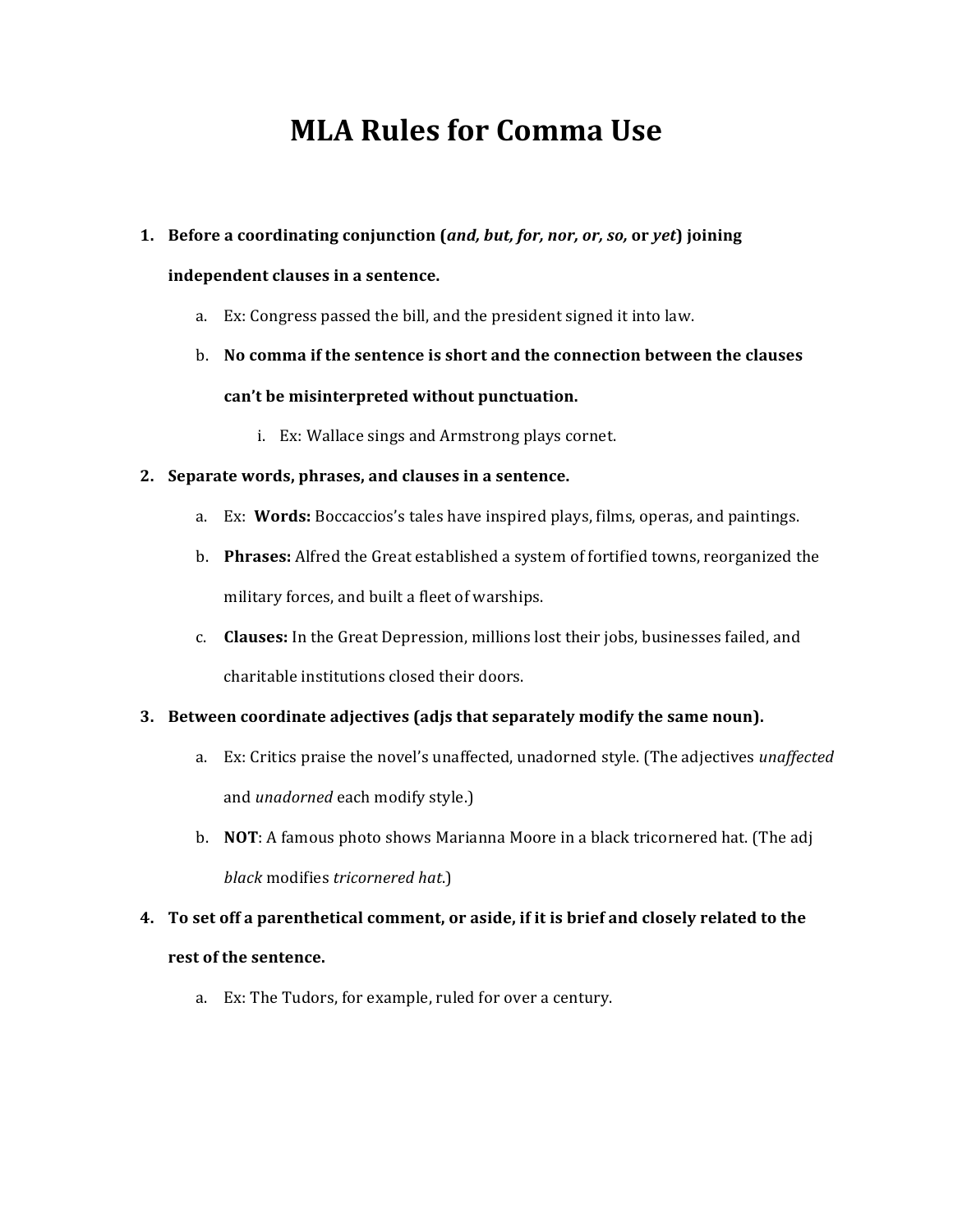# MLA Rules for Comma Use

1. **Before a coordinating conjunction (*and, but, for, nor, or, so,* or *yet*) joining independent clauses in a sentence.**
   a. Ex: Congress passed the bill, and the president signed it into law.
   b. **No comma if the sentence is short and the connection between the clauses can't be misinterpreted without punctuation.**
      i. Ex: Wallace sings and Armstrong plays cornet.
2. **Separate words, phrases, and clauses in a sentence.**
   a. Ex: **Words:** Boccaccios's tales have inspired plays, films, operas, and paintings.
   b. **Phrases:** Alfred the Great established a system of fortified towns, reorganized the military forces, and built a fleet of warships.
   c. **Clauses:** In the Great Depression, millions lost their jobs, businesses failed, and charitable institutions closed their doors.
3. **Between coordinate adjectives (adjs that separately modify the same noun).**
   a. Ex: Critics praise the novel's unaffected, unadorned style. (The adjectives *unaffected* and *unadorned* each modify style.)
   b. **NOT**: A famous photo shows Marianna Moore in a black tricornered hat. (The adj *black* modifies *tricornered hat.*)
4. **To set off a parenthetical comment, or aside, if it is brief and closely related to the rest of the sentence.**
   a. Ex: The Tudors, for example, ruled for over a century.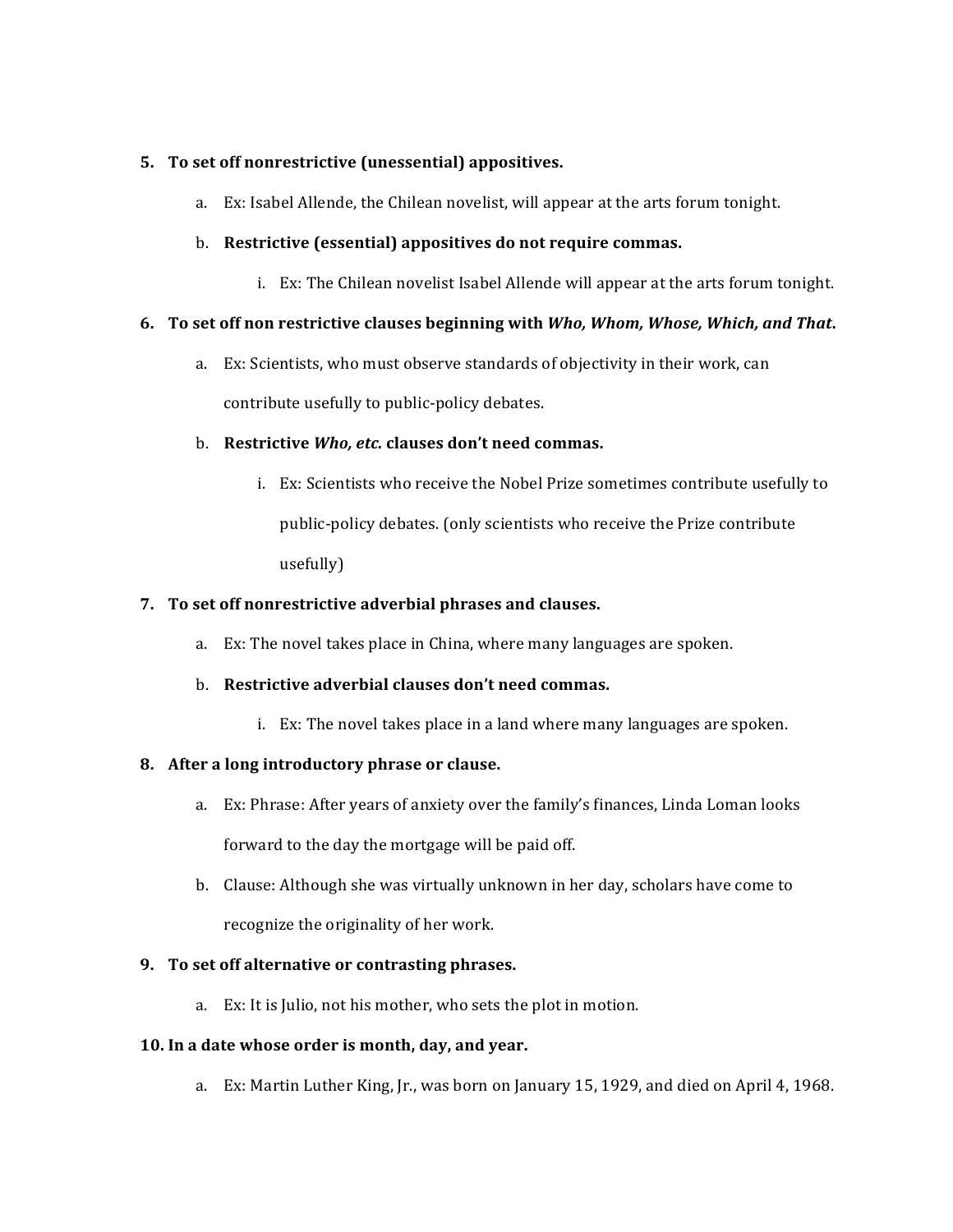5. **To set off nonrestrictive (unessential) appositives.**
    a. Ex: Isabel Allende, the Chilean novelist, will appear at the arts forum tonight.
    b. **Restrictive (essential) appositives do not require commas.**
        i. Ex: The Chilean novelist Isabel Allende will appear at the arts forum tonight.
6. **To set off non restrictive clauses beginning with *Who, Whom, Whose, Which, and That*.**
    a. Ex: Scientists, who must observe standards of objectivity in their work, can contribute usefully to public-policy debates.
    b. **Restrictive *Who, etc.* clauses don't need commas.**
        i. Ex: Scientists who receive the Nobel Prize sometimes contribute usefully to public-policy debates. (only scientists who receive the Prize contribute usefully)
7. **To set off nonrestrictive adverbial phrases and clauses.**
    a. Ex: The novel takes place in China, where many languages are spoken.
    b. **Restrictive adverbial clauses don't need commas.**
        i. Ex: The novel takes place in a land where many languages are spoken.
8. **After a long introductory phrase or clause.**
    a. Ex: Phrase: After years of anxiety over the family's finances, Linda Loman looks forward to the day the mortgage will be paid off.
    b. Clause: Although she was virtually unknown in her day, scholars have come to recognize the originality of her work.
9. **To set off alternative or contrasting phrases.**
    a. Ex: It is Julio, not his mother, who sets the plot in motion.
10. **In a date whose order is month, day, and year.**
    a. Ex: Martin Luther King, Jr., was born on January 15, 1929, and died on April 4, 1968.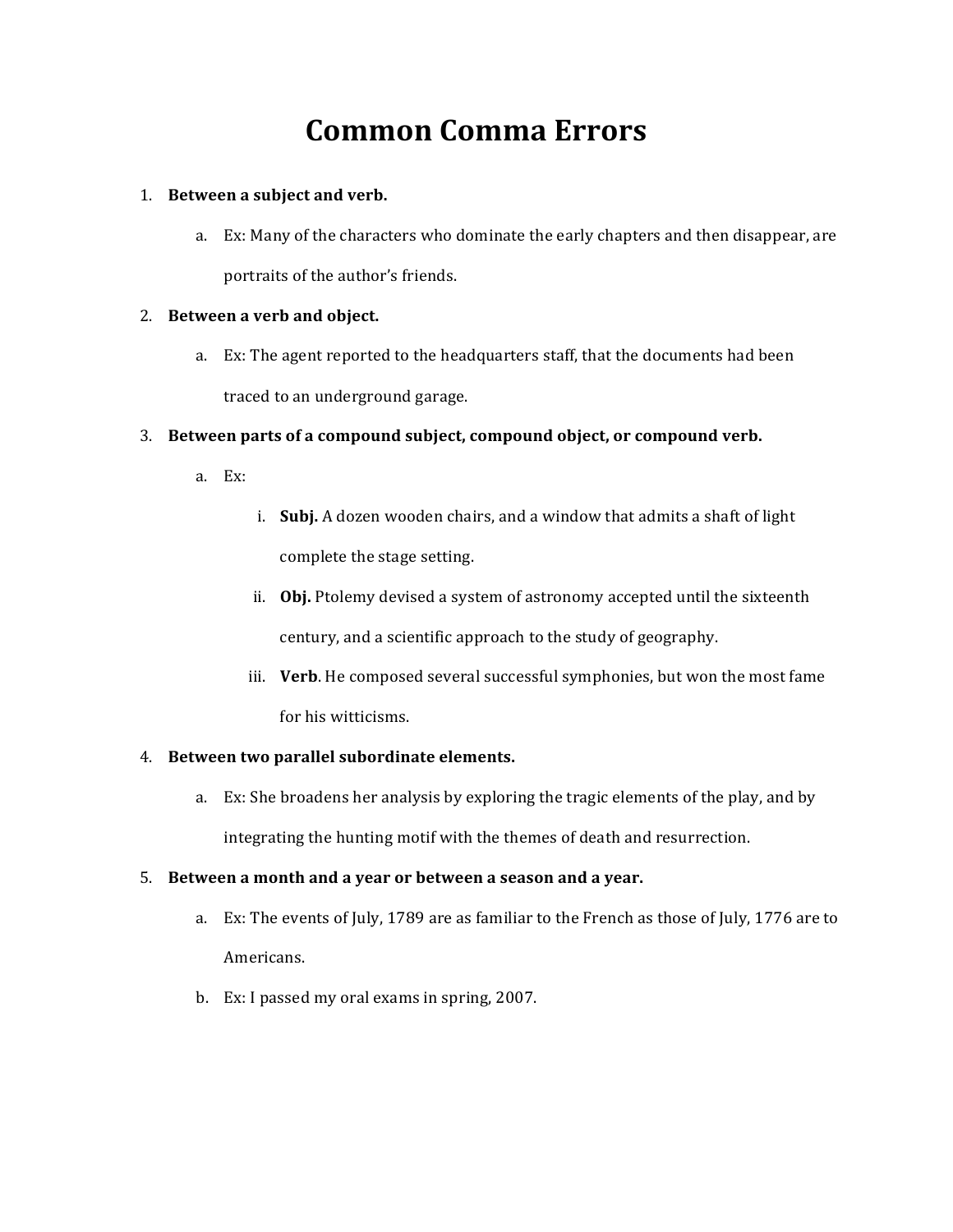# Common Comma Errors

1. **Between a subject and verb.**
    a. Ex: Many of the characters who dominate the early chapters and then disappear, are portraits of the author's friends.
2. **Between a verb and object.**
    a. Ex: The agent reported to the headquarters staff, that the documents had been traced to an underground garage.
3. **Between parts of a compound subject, compound object, or compound verb.**
    a. Ex:
        i. **Subj.** A dozen wooden chairs, and a window that admits a shaft of light complete the stage setting.
        ii. **Obj.** Ptolemy devised a system of astronomy accepted until the sixteenth century, and a scientific approach to the study of geography.
        iii. **Verb**. He composed several successful symphonies, but won the most fame for his witticisms.
4. **Between two parallel subordinate elements.**
    a. Ex: She broadens her analysis by exploring the tragic elements of the play, and by integrating the hunting motif with the themes of death and resurrection.
5. **Between a month and a year or between a season and a year.**
    a. Ex: The events of July, 1789 are as familiar to the French as those of July, 1776 are to Americans.
    b. Ex: I passed my oral exams in spring, 2007.